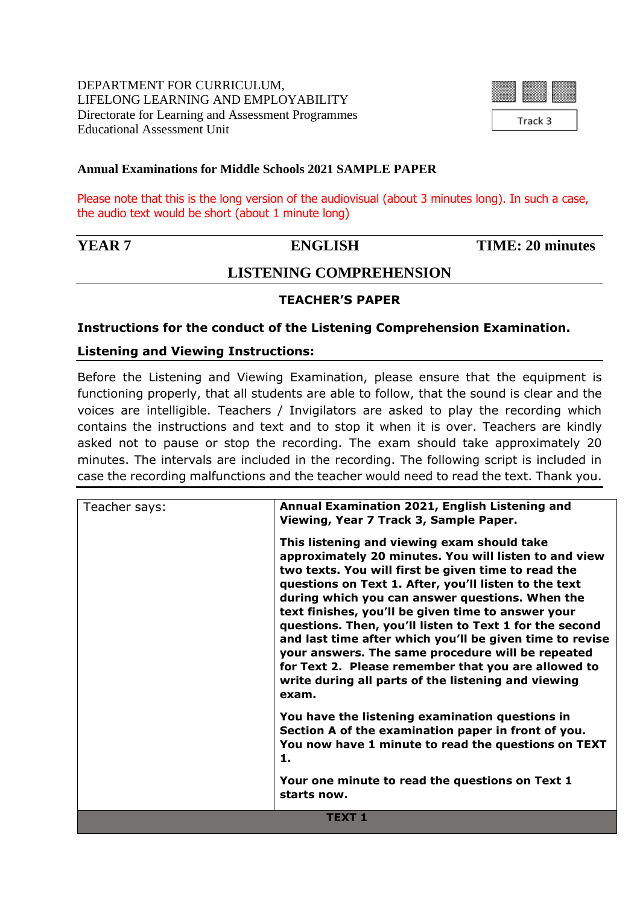DEPARTMENT FOR CURRICULUM,
LIFELONG LEARNING AND EMPLOYABILITY
Directorate for Learning and Assessment Programmes
Educational Assessment Unit

Track 3

**Annual Examinations for Middle Schools 2021 SAMPLE PAPER**

Please note that this is the long version of the audiovisual (about 3 minutes long). In such a case, the audio text would be short (about 1 minute long)

| **YEAR 7** | **ENGLISH** | **TIME: 20 minutes** |
|---|---|---|

## LISTENING COMPREHENSION

### TEACHER'S PAPER

**Instructions for the conduct of the Listening Comprehension Examination.**

**Listening and Viewing Instructions:**

Before the Listening and Viewing Examination, please ensure that the equipment is functioning properly, that all students are able to follow, that the sound is clear and the voices are intelligible. Teachers / Invigilators are asked to play the recording which contains the instructions and text and to stop it when it is over. Teachers are kindly asked not to pause or stop the recording. The exam should take approximately 20 minutes. The intervals are included in the recording. The following script is included in case the recording malfunctions and the teacher would need to read the text. Thank you.

| Teacher says: | **Annual Examination 2021, English Listening and Viewing, Year 7 Track 3, Sample Paper.**<br><br>**This listening and viewing exam should take approximately 20 minutes. You will listen to and view two texts. You will first be given time to read the questions on Text 1. After, you'll listen to the text during which you can answer questions. When the text finishes, you'll be given time to answer your questions. Then, you'll listen to Text 1 for the second and last time after which you'll be given time to revise your answers. The same procedure will be repeated for Text 2. Please remember that you are allowed to write during all parts of the listening and viewing exam.**<br><br>**You have the listening examination questions in Section A of the examination paper in front of you. You now have 1 minute to read the questions on TEXT 1.**<br><br>**Your one minute to read the questions on Text 1 starts now.** |
|---|---|
| **TEXT 1** | |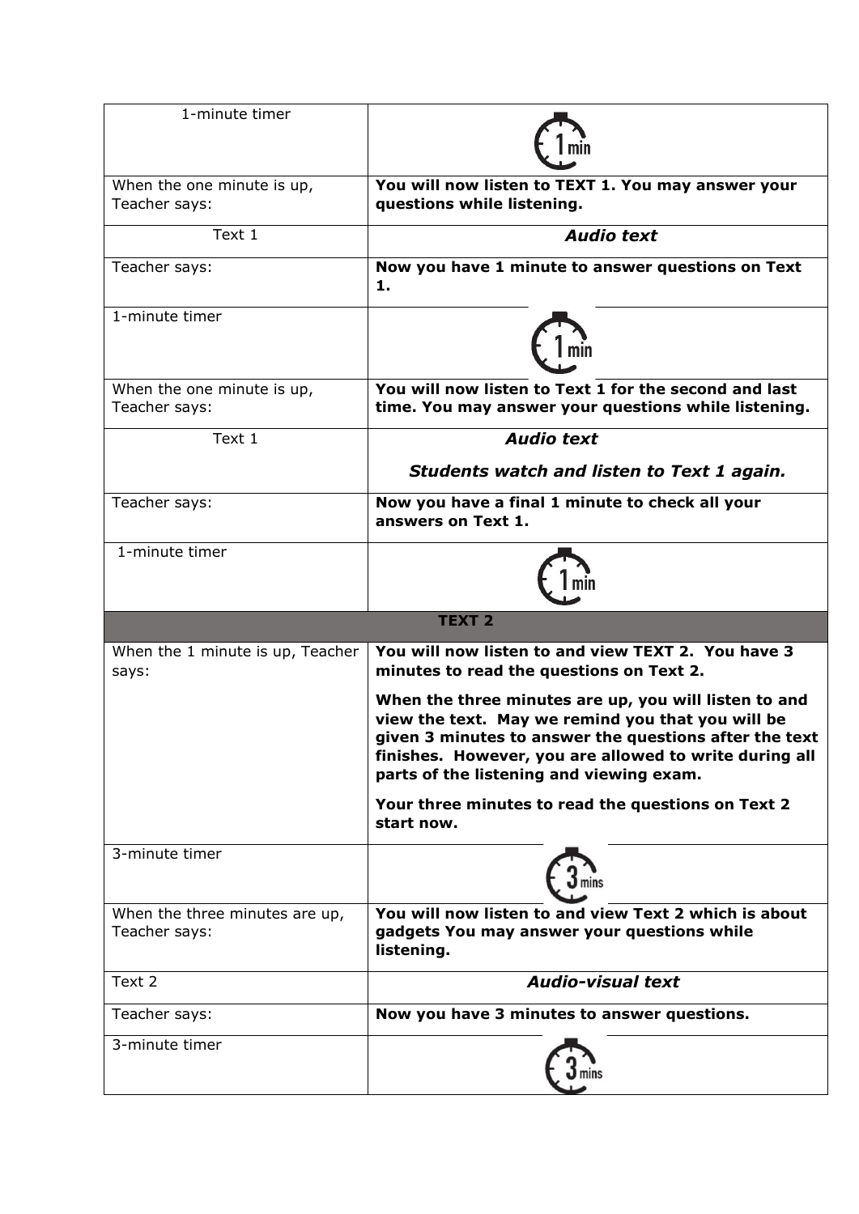| | |
|---|---|
| 1-minute timer | 1 min |
| When the one minute is up, Teacher says: | **You will now listen to TEXT 1. You may answer your questions while listening.** |
| Text 1 | ***Audio text*** |
| Teacher says: | **Now you have 1 minute to answer questions on Text 1.** |
| 1-minute timer | 1 min |
| When the one minute is up, Teacher says: | **You will now listen to Text 1 for the second and last time. You may answer your questions while listening.** |
| Text 1 | ***Audio text*** <br> ***Students watch and listen to Text 1 again.*** |
| Teacher says: | **Now you have a final 1 minute to check all your answers on Text 1.** |
| 1-minute timer | 1 min |
| **TEXT 2** | |
| When the 1 minute is up, Teacher says: | **You will now listen to and view TEXT 2. You have 3 minutes to read the questions on Text 2.** <br> **When the three minutes are up, you will listen to and view the text. May we remind you that you will be given 3 minutes to answer the questions after the text finishes. However, you are allowed to write during all parts of the listening and viewing exam.** <br> **Your three minutes to read the questions on Text 2 start now.** |
| 3-minute timer | 3 mins |
| When the three minutes are up, Teacher says: | **You will now listen to and view Text 2 which is about gadgets You may answer your questions while listening.** |
| Text 2 | ***Audio-visual text*** |
| Teacher says: | **Now you have 3 minutes to answer questions.** |
| 3-minute timer | 3 mins |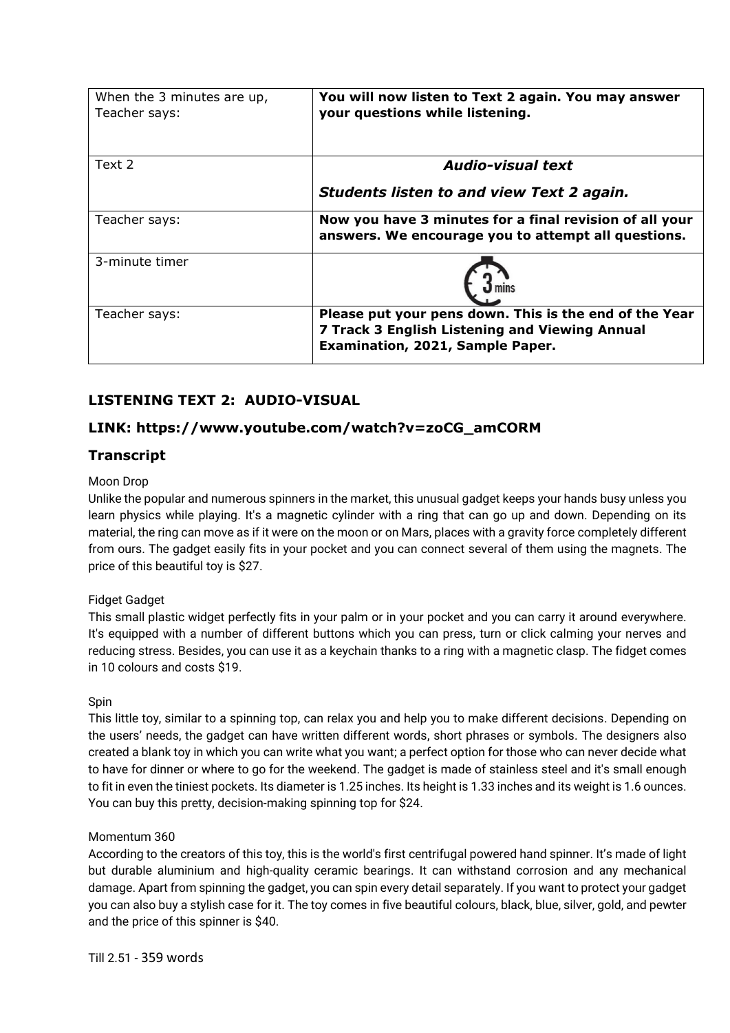| When the 3 minutes are up, Teacher says: | **You will now listen to Text 2 again. You may answer your questions while listening.** |
| --- | --- |
| Text 2 | ***Audio-visual text*** ***Students listen to and view Text 2 again.*** |
| Teacher says: | **Now you have 3 minutes for a final revision of all your answers. We encourage you to attempt all questions.** |
| 3-minute timer | 3 mins |
| Teacher says: | **Please put your pens down. This is the end of the Year 7 Track 3 English Listening and Viewing Annual Examination, 2021, Sample Paper.** |

## LISTENING TEXT 2: AUDIO-VISUAL

## LINK: https://www.youtube.com/watch?v=zoCG_amCORM

## Transcript

Moon Drop

Unlike the popular and numerous spinners in the market, this unusual gadget keeps your hands busy unless you learn physics while playing. It's a magnetic cylinder with a ring that can go up and down. Depending on its material, the ring can move as if it were on the moon or on Mars, places with a gravity force completely different from ours. The gadget easily fits in your pocket and you can connect several of them using the magnets. The price of this beautiful toy is $27.

Fidget Gadget

This small plastic widget perfectly fits in your palm or in your pocket and you can carry it around everywhere. It's equipped with a number of different buttons which you can press, turn or click calming your nerves and reducing stress. Besides, you can use it as a keychain thanks to a ring with a magnetic clasp. The fidget comes in 10 colours and costs $19.

Spin

This little toy, similar to a spinning top, can relax you and help you to make different decisions. Depending on the users' needs, the gadget can have written different words, short phrases or symbols. The designers also created a blank toy in which you can write what you want; a perfect option for those who can never decide what to have for dinner or where to go for the weekend. The gadget is made of stainless steel and it's small enough to fit in even the tiniest pockets. Its diameter is 1.25 inches. Its height is 1.33 inches and its weight is 1.6 ounces. You can buy this pretty, decision-making spinning top for $24.

Momentum 360

According to the creators of this toy, this is the world's first centrifugal powered hand spinner. It's made of light but durable aluminium and high-quality ceramic bearings. It can withstand corrosion and any mechanical damage. Apart from spinning the gadget, you can spin every detail separately. If you want to protect your gadget you can also buy a stylish case for it. The toy comes in five beautiful colours, black, blue, silver, gold, and pewter and the price of this spinner is $40.

Till 2.51 - 359 words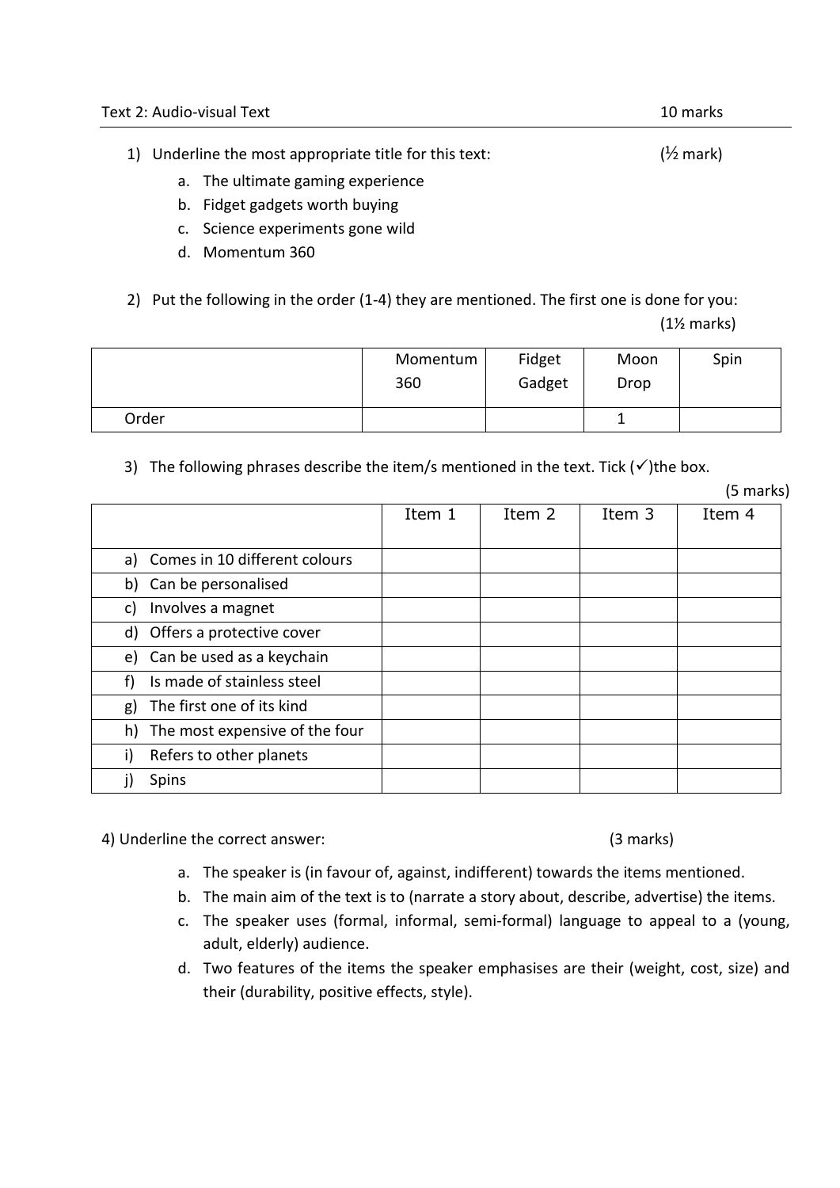Text 2: Audio-visual Text 10 marks

1) Underline the most appropriate title for this text: (½ mark)
   a. The ultimate gaming experience
   b. Fidget gadgets worth buying
   c. Science experiments gone wild
   d. Momentum 360

2) Put the following in the order (1-4) they are mentioned. The first one is done for you: (1½ marks)

| | Momentum 360 | Fidget Gadget | Moon Drop | Spin |
|---|---|---|---|---|
| Order | | | 1 | |

3) The following phrases describe the item/s mentioned in the text. Tick (✓)the box. (5 marks)

| | Item 1 | Item 2 | Item 3 | Item 4 |
|---|---|---|---|---|
| a) Comes in 10 different colours | | | | |
| b) Can be personalised | | | | |
| c) Involves a magnet | | | | |
| d) Offers a protective cover | | | | |
| e) Can be used as a keychain | | | | |
| f) Is made of stainless steel | | | | |
| g) The first one of its kind | | | | |
| h) The most expensive of the four | | | | |
| i) Refers to other planets | | | | |
| j) Spins | | | | |

4) Underline the correct answer: (3 marks)

a. The speaker is (in favour of, against, indifferent) towards the items mentioned.
b. The main aim of the text is to (narrate a story about, describe, advertise) the items.
c. The speaker uses (formal, informal, semi-formal) language to appeal to a (young, adult, elderly) audience.
d. Two features of the items the speaker emphasises are their (weight, cost, size) and their (durability, positive effects, style).